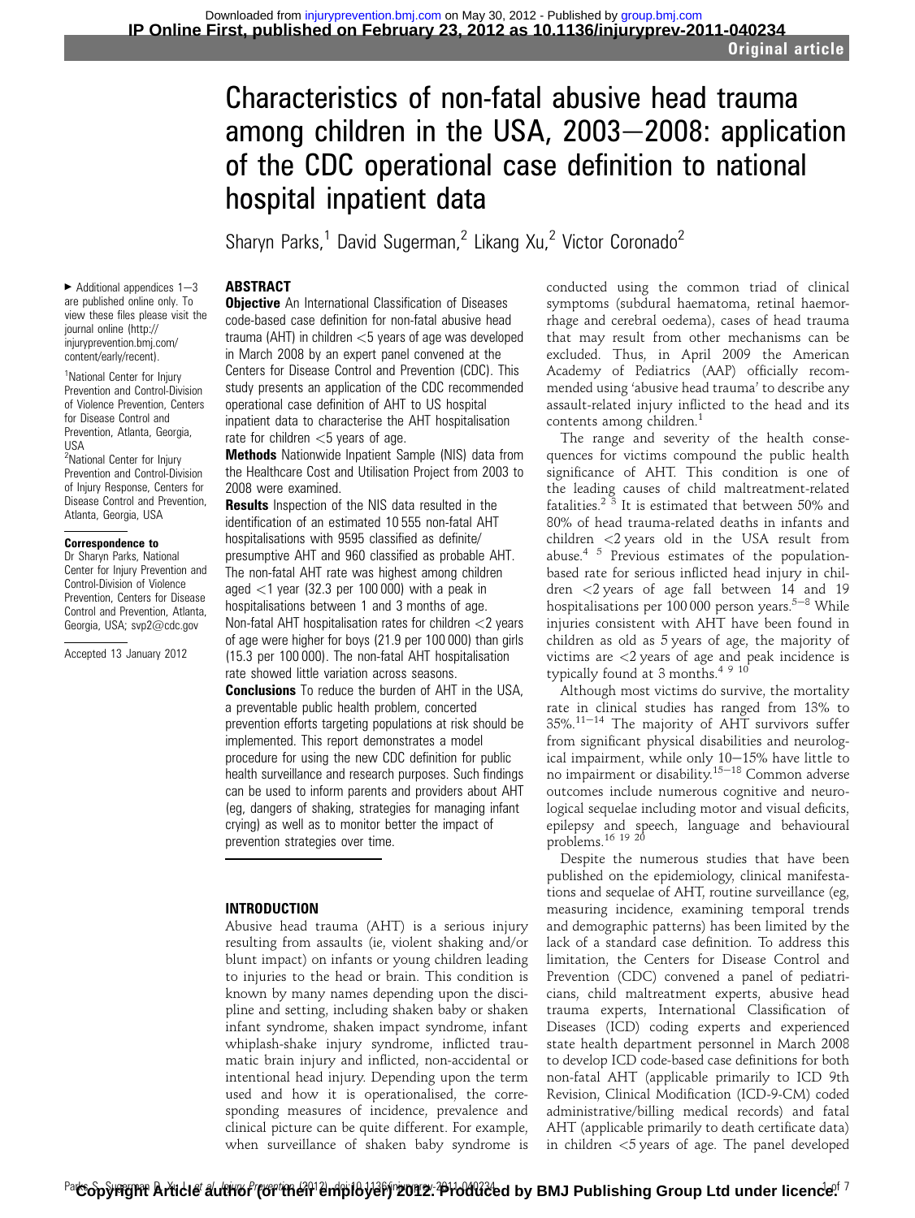# Characteristics of non-fatal abusive head trauma among children in the USA, 2003–2008: application of the CDC operational case definition to national hospital inpatient data

Sharyn Parks,[1] David Sugerman,[2] Likang Xu,[2] Victor Coronado[2]

▸ Additional appendices 1–3 are published online only. To view these files please visit the journal online (http://injuryprevention.bmj.com/content/early/recent).

[1]National Center for Injury Prevention and Control-Division of Violence Prevention, Centers for Disease Control and Prevention, Atlanta, Georgia, USA

[2]National Center for Injury Prevention and Control-Division of Injury Response, Centers for Disease Control and Prevention, Atlanta, Georgia, USA

**Correspondence to**
Dr Sharyn Parks, National Center for Injury Prevention and Control-Division of Violence Prevention, Centers for Disease Control and Prevention, Atlanta, Georgia, USA; svp2@cdc.gov

Accepted 13 January 2012

## ABSTRACT

**Objective** An International Classification of Diseases code-based case definition for non-fatal abusive head trauma (AHT) in children <5 years of age was developed in March 2008 by an expert panel convened at the Centers for Disease Control and Prevention (CDC). This study presents an application of the CDC recommended operational case definition of AHT to US hospital inpatient data to characterise the AHT hospitalisation rate for children <5 years of age.

**Methods** Nationwide Inpatient Sample (NIS) data from the Healthcare Cost and Utilisation Project from 2003 to 2008 were examined.

**Results** Inspection of the NIS data resulted in the identification of an estimated 10 555 non-fatal AHT hospitalisations with 9595 classified as definite/presumptive AHT and 960 classified as probable AHT. The non-fatal AHT rate was highest among children aged <1 year (32.3 per 100 000) with a peak in hospitalisations between 1 and 3 months of age. Non-fatal AHT hospitalisation rates for children <2 years of age were higher for boys (21.9 per 100 000) than girls (15.3 per 100 000). The non-fatal AHT hospitalisation rate showed little variation across seasons.

**Conclusions** To reduce the burden of AHT in the USA, a preventable public health problem, concerted prevention efforts targeting populations at risk should be implemented. This report demonstrates a model procedure for using the new CDC definition for public health surveillance and research purposes. Such findings can be used to inform parents and providers about AHT (eg, dangers of shaking, strategies for managing infant crying) as well as to monitor better the impact of prevention strategies over time.

## INTRODUCTION

Abusive head trauma (AHT) is a serious injury resulting from assaults (ie, violent shaking and/or blunt impact) on infants or young children leading to injuries to the head or brain. This condition is known by many names depending upon the discipline and setting, including shaken baby or shaken infant syndrome, shaken impact syndrome, infant whiplash-shake injury syndrome, inflicted traumatic brain injury and inflicted, non-accidental or intentional head injury. Depending upon the term used and how it is operationalised, the corresponding measures of incidence, prevalence and clinical picture can be quite different. For example, when surveillance of shaken baby syndrome is conducted using the common triad of clinical symptoms (subdural haematoma, retinal haemorrhage and cerebral oedema), cases of head trauma that may result from other mechanisms can be excluded. Thus, in April 2009 the American Academy of Pediatrics (AAP) officially recommended using 'abusive head trauma' to describe any assault-related injury inflicted to the head and its contents among children.[1]

The range and severity of the health consequences for victims compound the public health significance of AHT. This condition is one of the leading causes of child maltreatment-related fatalities.[2 3] It is estimated that between 50% and 80% of head trauma-related deaths in infants and children <2 years old in the USA result from abuse.[4 5] Previous estimates of the population-based rate for serious inflicted head injury in children <2 years of age fall between 14 and 19 hospitalisations per 100 000 person years.[5–8] While injuries consistent with AHT have been found in children as old as 5 years of age, the majority of victims are <2 years of age and peak incidence is typically found at 3 months.[4 9 10]

Although most victims do survive, the mortality rate in clinical studies has ranged from 13% to 35%.[11–14] The majority of AHT survivors suffer from significant physical disabilities and neurological impairment, while only 10–15% have little to no impairment or disability.[15–18] Common adverse outcomes include numerous cognitive and neurological sequelae including motor and visual deficits, epilepsy and speech, language and behavioural problems.[16 19 20]

Despite the numerous studies that have been published on the epidemiology, clinical manifestations and sequelae of AHT, routine surveillance (eg, measuring incidence, examining temporal trends and demographic patterns) has been limited by the lack of a standard case definition. To address this limitation, the Centers for Disease Control and Prevention (CDC) convened a panel of pediatricians, child maltreatment experts, abusive head trauma experts, International Classification of Diseases (ICD) coding experts and experienced state health department personnel in March 2008 to develop ICD code-based case definitions for both non-fatal AHT (applicable primarily to ICD 9th Revision, Clinical Modification (ICD-9-CM) coded administrative/billing medical records) and fatal AHT (applicable primarily to death certificate data) in children <5 years of age. The panel developed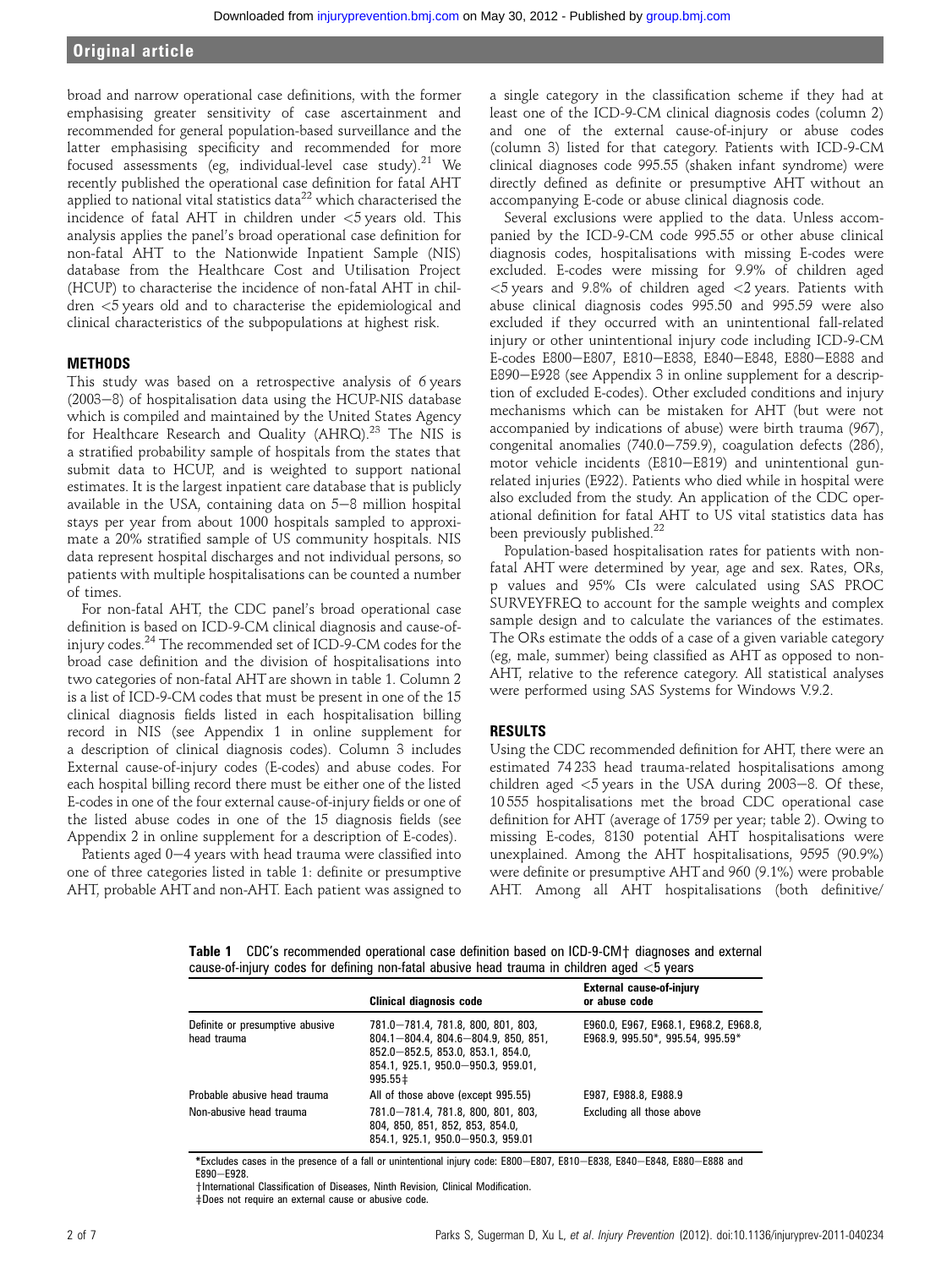broad and narrow operational case definitions, with the former emphasising greater sensitivity of case ascertainment and recommended for general population-based surveillance and the latter emphasising specificity and recommended for more focused assessments (eg, individual-level case study).[21] We recently published the operational case definition for fatal AHT applied to national vital statistics data[22] which characterised the incidence of fatal AHT in children under <5 years old. This analysis applies the panel's broad operational case definition for non-fatal AHT to the Nationwide Inpatient Sample (NIS) database from the Healthcare Cost and Utilisation Project (HCUP) to characterise the incidence of non-fatal AHT in children <5 years old and to characterise the epidemiological and clinical characteristics of the subpopulations at highest risk.

## METHODS

This study was based on a retrospective analysis of 6 years (2003–8) of hospitalisation data using the HCUP-NIS database which is compiled and maintained by the United States Agency for Healthcare Research and Quality (AHRQ).[23] The NIS is a stratified probability sample of hospitals from the states that submit data to HCUP, and is weighted to support national estimates. It is the largest inpatient care database that is publicly available in the USA, containing data on 5–8 million hospital stays per year from about 1000 hospitals sampled to approximate a 20% stratified sample of US community hospitals. NIS data represent hospital discharges and not individual persons, so patients with multiple hospitalisations can be counted a number of times.

For non-fatal AHT, the CDC panel's broad operational case definition is based on ICD-9-CM clinical diagnosis and cause-of-injury codes.[24] The recommended set of ICD-9-CM codes for the broad case definition and the division of hospitalisations into two categories of non-fatal AHT are shown in table 1. Column 2 is a list of ICD-9-CM codes that must be present in one of the 15 clinical diagnosis fields listed in each hospitalisation billing record in NIS (see Appendix 1 in online supplement for a description of clinical diagnosis codes). Column 3 includes External cause-of-injury codes (E-codes) and abuse codes. For each hospital billing record there must be either one of the listed E-codes in one of the four external cause-of-injury fields or one of the listed abuse codes in one of the 15 diagnosis fields (see Appendix 2 in online supplement for a description of E-codes).

Patients aged 0–4 years with head trauma were classified into one of three categories listed in table 1: definite or presumptive AHT, probable AHT and non-AHT. Each patient was assigned to a single category in the classification scheme if they had at least one of the ICD-9-CM clinical diagnosis codes (column 2) and one of the external cause-of-injury or abuse codes (column 3) listed for that category. Patients with ICD-9-CM clinical diagnoses code 995.55 (shaken infant syndrome) were directly defined as definite or presumptive AHT without an accompanying E-code or abuse clinical diagnosis code.

Several exclusions were applied to the data. Unless accompanied by the ICD-9-CM code 995.55 or other abuse clinical diagnosis codes, hospitalisations with missing E-codes were excluded. E-codes were missing for 9.9% of children aged <5 years and 9.8% of children aged <2 years. Patients with abuse clinical diagnosis codes 995.50 and 995.59 were also excluded if they occurred with an unintentional fall-related injury or other unintentional injury code including ICD-9-CM E-codes E800–E807, E810–E838, E840–E848, E880–E888 and E890–E928 (see Appendix 3 in online supplement for a description of excluded E-codes). Other excluded conditions and injury mechanisms which can be mistaken for AHT (but were not accompanied by indications of abuse) were birth trauma (967), congenital anomalies (740.0–759.9), coagulation defects (286), motor vehicle incidents (E810–E819) and unintentional gun-related injuries (E922). Patients who died while in hospital were also excluded from the study. An application of the CDC operational definition for fatal AHT to US vital statistics data has been previously published.[22]

Population-based hospitalisation rates for patients with non-fatal AHT were determined by year, age and sex. Rates, ORs, p values and 95% CIs were calculated using SAS PROC SURVEYFREQ to account for the sample weights and complex sample design and to calculate the variances of the estimates. The ORs estimate the odds of a case of a given variable category (eg, male, summer) being classified as AHT as opposed to non-AHT, relative to the reference category. All statistical analyses were performed using SAS Systems for Windows V.9.2.

## RESULTS

Using the CDC recommended definition for AHT, there were an estimated 74 233 head trauma-related hospitalisations among children aged <5 years in the USA during 2003–8. Of these, 10 555 hospitalisations met the broad CDC operational case definition for AHT (average of 1759 per year; table 2). Owing to missing E-codes, 8130 potential AHT hospitalisations were unexplained. Among the AHT hospitalisations, 9595 (90.9%) were definite or presumptive AHT and 960 (9.1%) were probable AHT. Among all AHT hospitalisations (both definitive/

**Table 1** CDC's recommended operational case definition based on ICD-9-CM† diagnoses and external cause-of-injury codes for defining non-fatal abusive head trauma in children aged <5 years

| | Clinical diagnosis code | External cause-of-injury or abuse code |
|---|---|---|
| Definite or presumptive abusive head trauma | 781.0–781.4, 781.8, 800, 801, 803, 804.1–804.4, 804.6–804.9, 850, 851, 852.0–852.5, 853.0, 853.1, 854.0, 854.1, 925.1, 950.0–950.3, 959.01, 995.55‡ | E960.0, E967, E968.1, E968.2, E968.8, E968.9, 995.50*, 995.54, 995.59* |
| Probable abusive head trauma | All of those above (except 995.55) | E987, E988.8, E988.9 |
| Non-abusive head trauma | 781.0–781.4, 781.8, 800, 801, 803, 804, 850, 851, 852, 853, 854.0, 854.1, 925.1, 950.0–950.3, 959.01 | Excluding all those above |

*Excludes cases in the presence of a fall or unintentional injury code: E800–E807, E810–E838, E840–E848, E880–E888 and E890–E928.

†International Classification of Diseases, Ninth Revision, Clinical Modification.

‡Does not require an external cause or abusive code.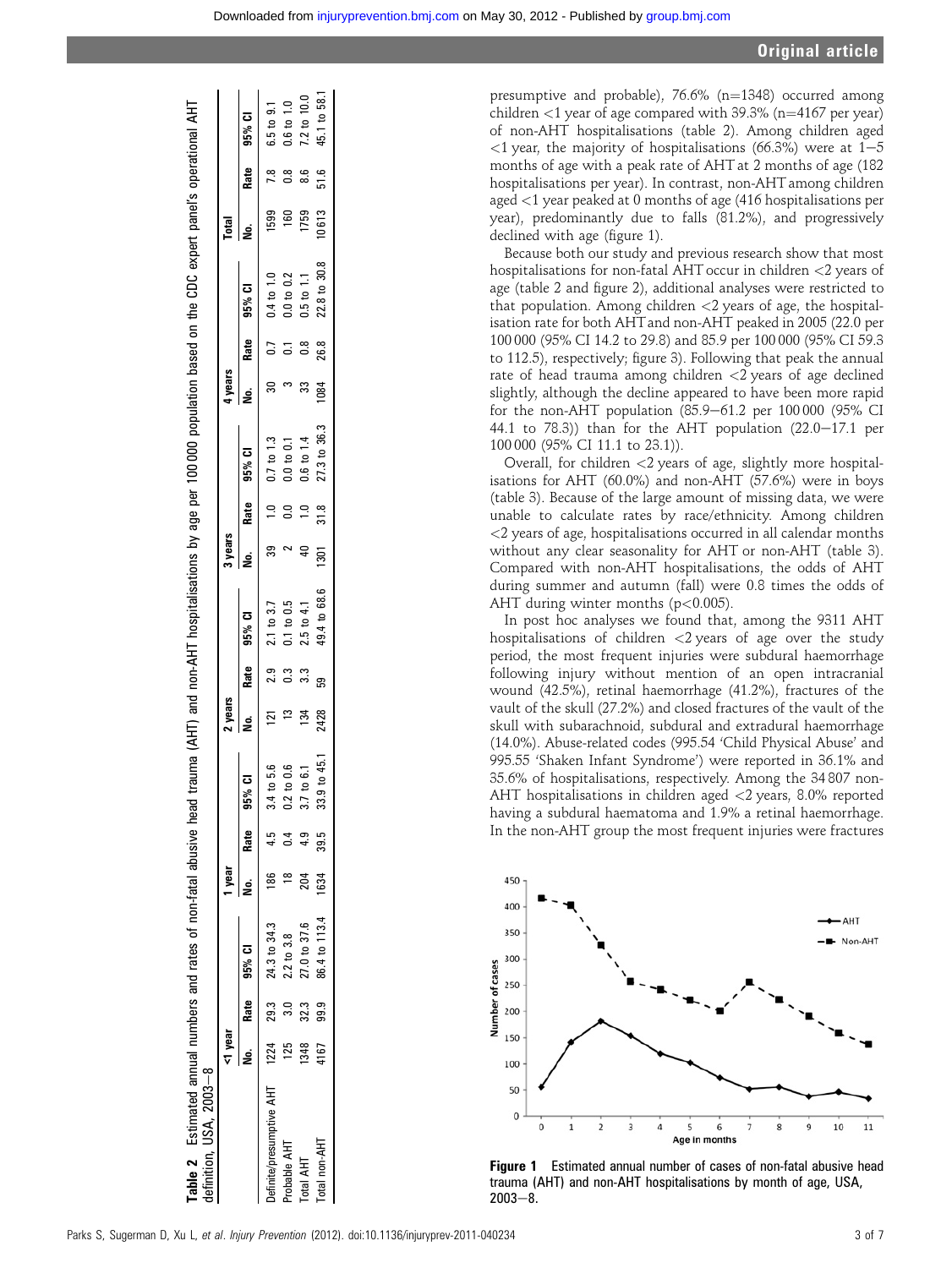**Table 2** Estimated annual numbers and rates of non-fatal abusive head trauma (AHT) and non-AHT hospitalisations by age per 100 000 population based on the CDC expert panel's operational AHT definition, USA, 2003–8

| | <1 year | | | 1 year | | | 2 years | | | 3 years | | | 4 years | | | Total | | |
|---|---|---|---|---|---|---|---|---|---|---|---|---|---|---|---|---|---|---|
| | No. | Rate | 95% CI | No. | Rate | 95% CI | No. | Rate | 95% CI | No. | Rate | 95% CI | No. | Rate | 95% CI | No. | Rate | 95% CI |
| Definite/presumptive AHT | 1224 | 29.3 | 24.3 to 34.3 | 186 | 4.5 | 3.4 to 5.6 | 121 | 2.9 | 2.1 to 3.7 | 39 | 1.0 | 0.7 to 1.3 | 30 | 0.7 | 0.4 to 1.0 | 1599 | 7.8 | 6.5 to 9.1 |
| Probable AHT | 125 | 3.0 | 2.2 to 3.8 | 18 | 0.4 | 0.2 to 0.6 | 13 | 0.3 | 0.1 to 0.5 | 2 | 0.0 | 0.0 to 0.1 | 3 | 0.1 | 0.0 to 0.2 | 160 | 0.8 | 0.6 to 1.0 |
| Total AHT | 1348 | 32.3 | 27.0 to 37.6 | 204 | 4.9 | 3.7 to 6.1 | 134 | 3.3 | 2.5 to 4.1 | 40 | 1.0 | 0.6 to 1.4 | 33 | 0.8 | 0.5 to 1.1 | 1759 | 8.6 | 7.2 to 10.0 |
| Total non-AHT | 4167 | 99.9 | 86.4 to 113.4 | 1634 | 39.5 | 33.9 to 45.1 | 2428 | 59 | 49.4 to 68.6 | 1301 | 31.8 | 27.3 to 36.3 | 1084 | 26.8 | 22.8 to 30.8 | 10 613 | 51.6 | 45.1 to 58.1 |

presumptive and probable), 76.6% (n=1348) occurred among children <1 year of age compared with 39.3% (n=4167 per year) of non-AHT hospitalisations (table 2). Among children aged <1 year, the majority of hospitalisations (66.3%) were at 1–5 months of age with a peak rate of AHT at 2 months of age (182 hospitalisations per year). In contrast, non-AHT among children aged <1 year peaked at 0 months of age (416 hospitalisations per year), predominantly due to falls (81.2%), and progressively declined with age (figure 1).

Because both our study and previous research show that most hospitalisations for non-fatal AHT occur in children <2 years of age (table 2 and figure 2), additional analyses were restricted to that population. Among children <2 years of age, the hospitalisation rate for both AHT and non-AHT peaked in 2005 (22.0 per 100 000 (95% CI 14.2 to 29.8) and 85.9 per 100 000 (95% CI 59.3 to 112.5), respectively; figure 3). Following that peak the annual rate of head trauma among children <2 years of age declined slightly, although the decline appeared to have been more rapid for the non-AHT population (85.9–61.2 per 100 000 (95% CI 44.1 to 78.3)) than for the AHT population (22.0–17.1 per 100 000 (95% CI 11.1 to 23.1)).

Overall, for children <2 years of age, slightly more hospitalisations for AHT (60.0%) and non-AHT (57.6%) were in boys (table 3). Because of the large amount of missing data, we were unable to calculate rates by race/ethnicity. Among children <2 years of age, hospitalisations occurred in all calendar months without any clear seasonality for AHT or non-AHT (table 3). Compared with non-AHT hospitalisations, the odds of AHT during summer and autumn (fall) were 0.8 times the odds of AHT during winter months ($p<0.005$).

In post hoc analyses we found that, among the 9311 AHT hospitalisations of children <2 years of age over the study period, the most frequent injuries were subdural haemorrhage following injury without mention of an open intracranial wound (42.5%), retinal haemorrhage (41.2%), fractures of the vault of the skull (27.2%) and closed fractures of the vault of the skull with subarachnoid, subdural and extradural haemorrhage (14.0%). Abuse-related codes (995.54 'Child Physical Abuse' and 995.55 'Shaken Infant Syndrome') were reported in 36.1% and 35.6% of hospitalisations, respectively. Among the 34 807 non-AHT hospitalisations in children aged <2 years, 8.0% reported having a subdural haematoma and 1.9% a retinal haemorrhage. In the non-AHT group the most frequent injuries were fractures

**Figure 1** Estimated annual number of cases of non-fatal abusive head trauma (AHT) and non-AHT hospitalisations by month of age, USA, 2003–8.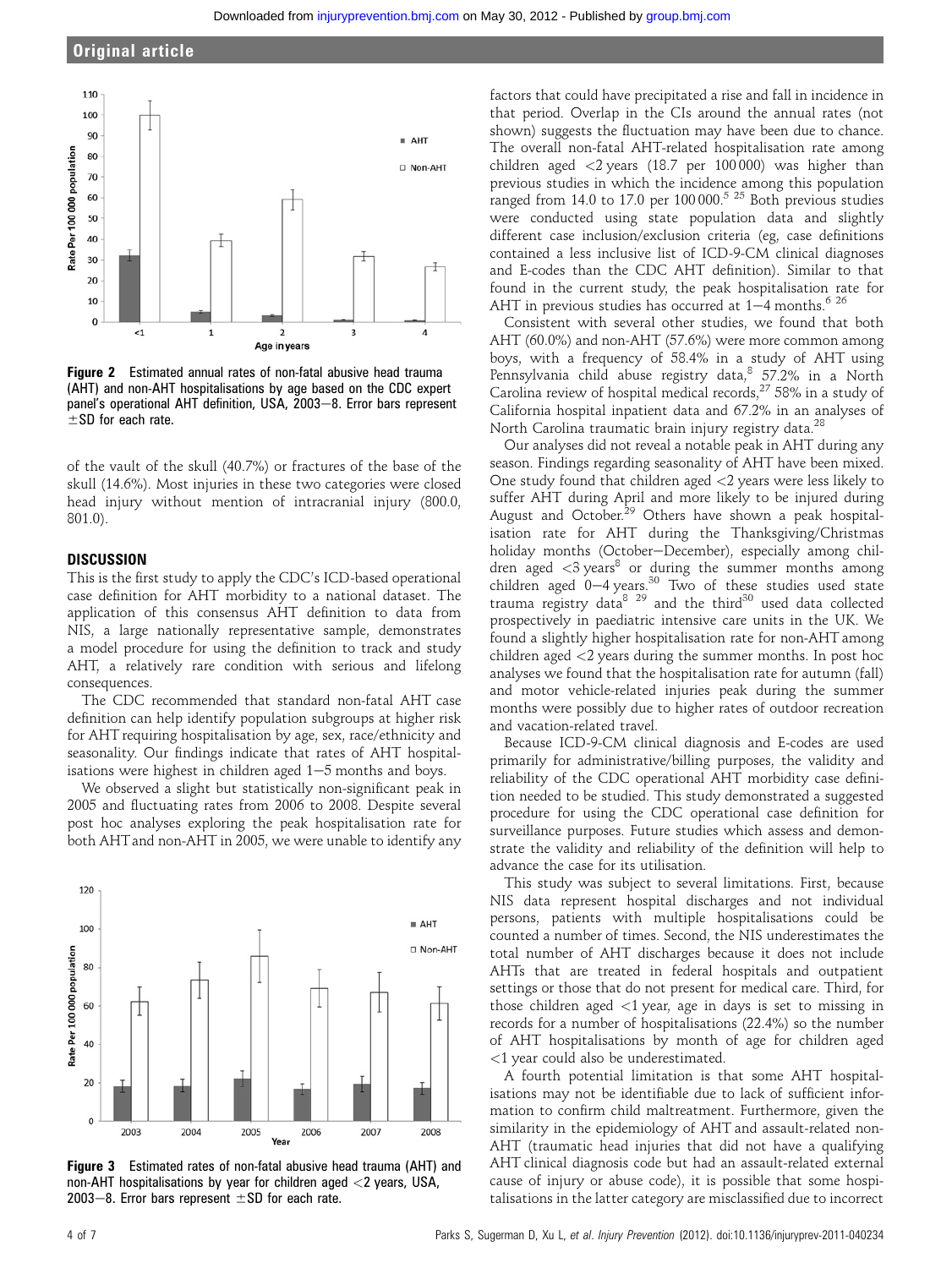Figure 2 Estimated annual rates of non-fatal abusive head trauma (AHT) and non-AHT hospitalisations by age based on the CDC expert panel's operational AHT definition, USA, 2003–8. Error bars represent ±SD for each rate.

of the vault of the skull (40.7%) or fractures of the base of the skull (14.6%). Most injuries in these two categories were closed head injury without mention of intracranial injury (800.0, 801.0).

## DISCUSSION

This is the first study to apply the CDC's ICD-based operational case definition for AHT morbidity to a national dataset. The application of this consensus AHT definition to data from NIS, a large nationally representative sample, demonstrates a model procedure for using the definition to track and study AHT, a relatively rare condition with serious and lifelong consequences.

The CDC recommended that standard non-fatal AHT case definition can help identify population subgroups at higher risk for AHT requiring hospitalisation by age, sex, race/ethnicity and seasonality. Our findings indicate that rates of AHT hospitalisations were highest in children aged 1–5 months and boys.

We observed a slight but statistically non-significant peak in 2005 and fluctuating rates from 2006 to 2008. Despite several post hoc analyses exploring the peak hospitalisation rate for both AHT and non-AHT in 2005, we were unable to identify any factors that could have precipitated a rise and fall in incidence in that period. Overlap in the CIs around the annual rates (not shown) suggests the fluctuation may have been due to chance. The overall non-fatal AHT-related hospitalisation rate among children aged <2 years (18.7 per 100 000) was higher than previous studies in which the incidence among this population ranged from 14.0 to 17.0 per 100 000.[5,25] Both previous studies were conducted using state population data and slightly different case inclusion/exclusion criteria (eg, case definitions contained a less inclusive list of ICD-9-CM clinical diagnoses and E-codes than the CDC AHT definition). Similar to that found in the current study, the peak hospitalisation rate for AHT in previous studies has occurred at 1–4 months.[6,26]

Consistent with several other studies, we found that both AHT (60.0%) and non-AHT (57.6%) were more common among boys, with a frequency of 58.4% in a study of AHT using Pennsylvania child abuse registry data,[8] 57.2% in a North Carolina review of hospital medical records,[27] 58% in a study of California hospital inpatient data and 67.2% in an analyses of North Carolina traumatic brain injury registry data.[28]

Our analyses did not reveal a notable peak in AHT during any season. Findings regarding seasonality of AHT have been mixed. One study found that children aged <2 years were less likely to suffer AHT during April and more likely to be injured during August and October.[29] Others have shown a peak hospitalisation rate for AHT during the Thanksgiving/Christmas holiday months (October–December), especially among children aged <3 years[8] or during the summer months among children aged 0–4 years.[30] Two of these studies used state trauma registry data[8,29] and the third[30] used data collected prospectively in paediatric intensive care units in the UK. We found a slightly higher hospitalisation rate for non-AHT among children aged <2 years during the summer months. In post hoc analyses we found that the hospitalisation rate for autumn (fall) and motor vehicle-related injuries peak during the summer months were possibly due to higher rates of outdoor recreation and vacation-related travel.

Because ICD-9-CM clinical diagnosis and E-codes are used primarily for administrative/billing purposes, the validity and reliability of the CDC operational AHT morbidity case definition needed to be studied. This study demonstrated a suggested procedure for using the CDC operational case definition for surveillance purposes. Future studies which assess and demonstrate the validity and reliability of the definition will help to advance the case for its utilisation.

This study was subject to several limitations. First, because NIS data represent hospital discharges and not individual persons, patients with multiple hospitalisations could be counted a number of times. Second, the NIS underestimates the total number of AHT discharges because it does not include AHTs that are treated in federal hospitals and outpatient settings or those that do not present for medical care. Third, for those children aged <1 year, age in days is set to missing in records for a number of hospitalisations (22.4%) so the number of AHT hospitalisations by month of age for children aged <1 year could also be underestimated.

A fourth potential limitation is that some AHT hospitalisations may not be identifiable due to lack of sufficient information to confirm child maltreatment. Furthermore, given the similarity in the epidemiology of AHT and assault-related non-AHT (traumatic head injuries that did not have a qualifying AHT clinical diagnosis code but had an assault-related external cause of injury or abuse code), it is possible that some hospitalisations in the latter category are misclassified due to incorrect

Figure 3 Estimated rates of non-fatal abusive head trauma (AHT) and non-AHT hospitalisations by year for children aged <2 years, USA, 2003–8. Error bars represent ±SD for each rate.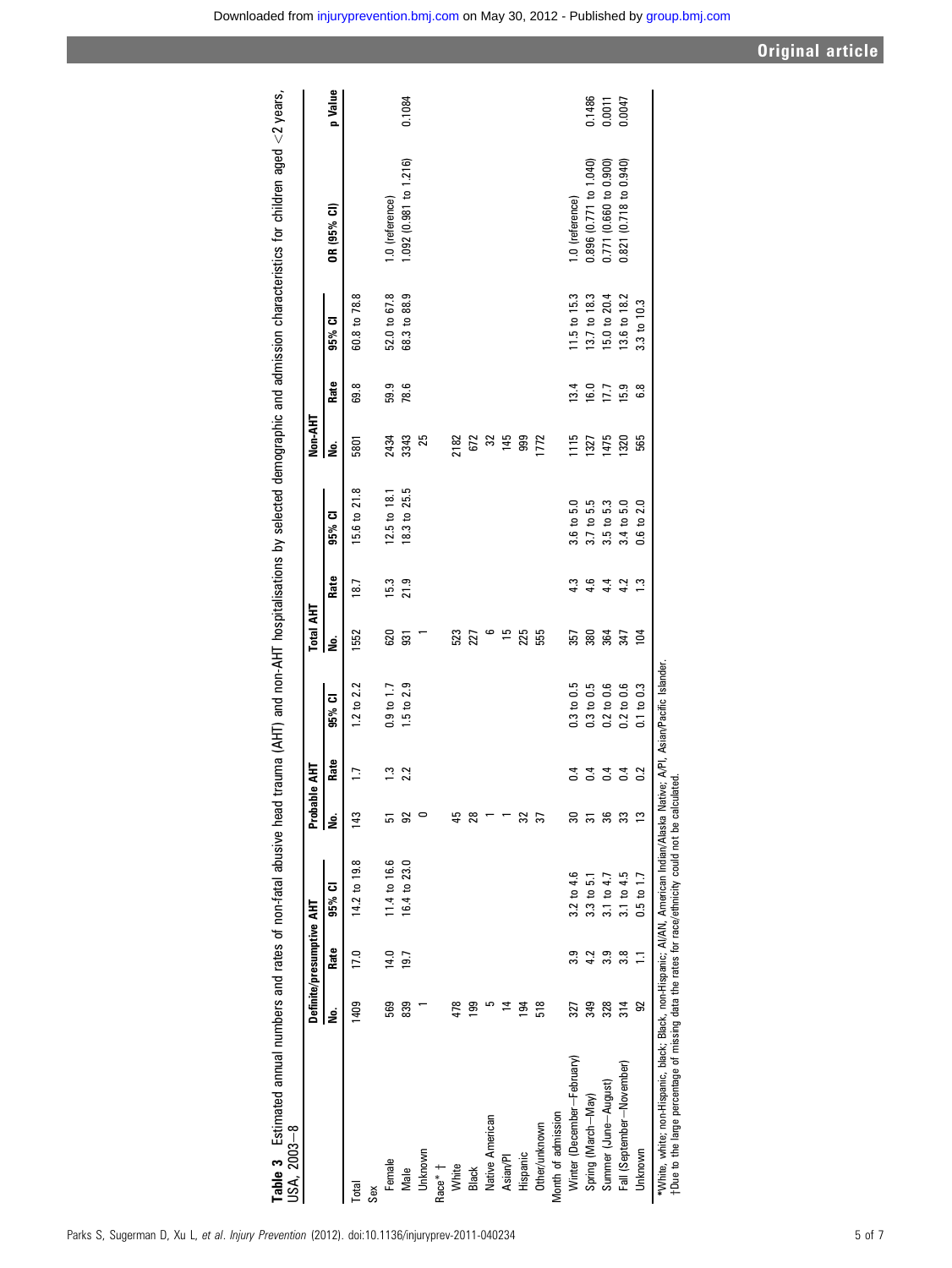**Table 3** Estimated annual numbers and rates of non-fatal abusive head trauma (AHT) and non-AHT hospitalisations by selected demographic and admission characteristics for children aged <2 years, USA, 2003–8

| | Definite/presumptive AHT | | | Probable AHT | | | Total AHT | | | Non-AHT | | | | |
|---|---|---|---|---|---|---|---|---|---|---|---|---|---|---|
| | No. | Rate | 95% CI | No. | Rate | 95% CI | No. | Rate | 95% CI | No. | Rate | 95% CI | OR (95% CI) | p Value |
| Total | 1409 | 17.0 | 14.2 to 19.8 | 143 | 1.7 | 1.2 to 2.2 | 1552 | 18.7 | 15.6 to 21.8 | 5801 | 69.8 | 60.8 to 78.8 | | |
| Sex | | | | | | | | | | | | | | |
| Female | 569 | 14.0 | 11.4 to 16.6 | 51 | 1.3 | 0.9 to 1.7 | 620 | 15.3 | 12.5 to 18.1 | 2434 | 59.9 | 52.0 to 67.8 | 1.0 (reference) | |
| Male | 839 | 19.7 | 16.4 to 23.0 | 92 | 2.2 | 1.5 to 2.9 | 931 | 21.9 | 18.3 to 25.5 | 3343 | 78.6 | 68.3 to 88.9 | 1.092 (0.981 to 1.216) | 0.1084 |
| Unknown | 1 | | | 0 | | | 1 | | | 25 | | | | |
| Race* † | | | | | | | | | | | | | | |
| White | 478 | | | 45 | | | 523 | | | 2182 | | | | |
| Black | 199 | | | 28 | | | 227 | | | 672 | | | | |
| Native American | 5 | | | 1 | | | 6 | | | 32 | | | | |
| Asian/PI | 14 | | | 1 | | | 15 | | | 145 | | | | |
| Hispanic | 194 | | | 32 | | | 225 | | | 999 | | | | |
| Other/unknown | 518 | | | 37 | | | 555 | | | 1772 | | | | |
| Month of admission | | | | | | | | | | | | | | |
| Winter (December–February) | 327 | 3.9 | 3.2 to 4.6 | 30 | 0.4 | 0.3 to 0.5 | 357 | 4.3 | 3.6 to 5.0 | 1115 | 13.4 | 11.5 to 15.3 | 1.0 (reference) | |
| Spring (March–May) | 349 | 4.2 | 3.3 to 5.1 | 31 | 0.4 | 0.3 to 0.5 | 380 | 4.6 | 3.7 to 5.5 | 1327 | 16.0 | 13.7 to 18.3 | 0.896 (0.771 to 1.040) | 0.1486 |
| Summer (June–August) | 328 | 3.9 | 3.1 to 4.7 | 36 | 0.4 | 0.2 to 0.6 | 364 | 4.4 | 3.5 to 5.3 | 1475 | 17.7 | 15.0 to 20.4 | 0.771 (0.660 to 0.900) | 0.0011 |
| Fall (September–November) | 314 | 3.8 | 3.1 to 4.5 | 33 | 0.4 | 0.2 to 0.6 | 347 | 4.2 | 3.4 to 5.0 | 1320 | 15.9 | 13.6 to 18.2 | 0.821 (0.718 to 0.940) | 0.0047 |
| Unknown | 92 | 1.1 | 0.5 to 1.7 | 13 | 0.2 | 0.1 to 0.3 | 104 | 1.3 | 0.6 to 2.0 | 565 | 6.8 | 3.3 to 10.3 | | |

*White, white: non-Hispanic, black; Black, non-Hispanic, black; AI/AN, American Indian/Alaska Native; A/PI, Asian/Pacific Islander.
†Due to the large percentage of missing data the rates for race/ethnicity could not be calculated.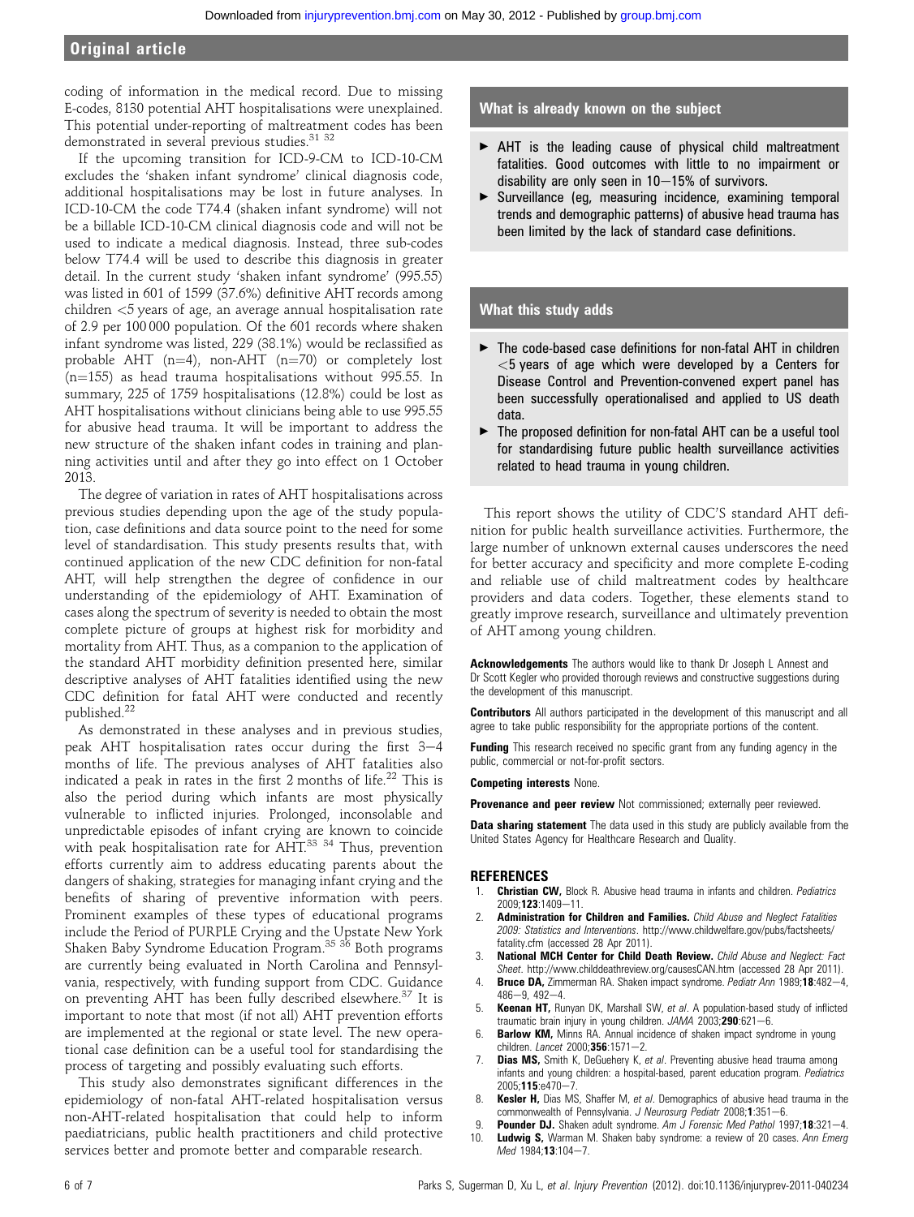coding of information in the medical record. Due to missing E-codes, 8130 potential AHT hospitalisations were unexplained. This potential under-reporting of maltreatment codes has been demonstrated in several previous studies.[31 32]

If the upcoming transition for ICD-9-CM to ICD-10-CM excludes the 'shaken infant syndrome' clinical diagnosis code, additional hospitalisations may be lost in future analyses. In ICD-10-CM the code T74.4 (shaken infant syndrome) will not be a billable ICD-10-CM clinical diagnosis code and will not be used to indicate a medical diagnosis. Instead, three sub-codes below T74.4 will be used to describe this diagnosis in greater detail. In the current study 'shaken infant syndrome' (995.55) was listed in 601 of 1599 (37.6%) definitive AHT records among children <5 years of age, an average annual hospitalisation rate of 2.9 per 100 000 population. Of the 601 records where shaken infant syndrome was listed, 229 (38.1%) would be reclassified as probable AHT (n=4), non-AHT (n=70) or completely lost (n=155) as head trauma hospitalisations without 995.55. In summary, 225 of 1759 hospitalisations (12.8%) could be lost as AHT hospitalisations without clinicians being able to use 995.55 for abusive head trauma. It will be important to address the new structure of the shaken infant codes in training and planning activities until and after they go into effect on 1 October 2013.

The degree of variation in rates of AHT hospitalisations across previous studies depending upon the age of the study population, case definitions and data source point to the need for some level of standardisation. This study presents results that, with continued application of the new CDC definition for non-fatal AHT, will help strengthen the degree of confidence in our understanding of the epidemiology of AHT. Examination of cases along the spectrum of severity is needed to obtain the most complete picture of groups at highest risk for morbidity and mortality from AHT. Thus, as a companion to the application of the standard AHT morbidity definition presented here, similar descriptive analyses of AHT fatalities identified using the new CDC definition for fatal AHT were conducted and recently published.[22]

As demonstrated in these analyses and in previous studies, peak AHT hospitalisation rates occur during the first 3–4 months of life. The previous analyses of AHT fatalities also indicated a peak in rates in the first 2 months of life.[22] This is also the period during which infants are most physically vulnerable to inflicted injuries. Prolonged, inconsolable and unpredictable episodes of infant crying are known to coincide with peak hospitalisation rate for AHT.[33 34] Thus, prevention efforts currently aim to address educating parents about the dangers of shaking, strategies for managing infant crying and the benefits of sharing of preventive information with peers. Prominent examples of these types of educational programs include the Period of PURPLE Crying and the Upstate New York Shaken Baby Syndrome Education Program.[35 36] Both programs are currently being evaluated in North Carolina and Pennsylvania, respectively, with funding support from CDC. Guidance on preventing AHT has been fully described elsewhere.[37] It is important to note that most (if not all) AHT prevention efforts are implemented at the regional or state level. The new operational case definition can be a useful tool for standardising the process of targeting and possibly evaluating such efforts.

This study also demonstrates significant differences in the epidemiology of non-fatal AHT-related hospitalisation versus non-AHT-related hospitalisation that could help to inform paediatricians, public health practitioners and child protective services better and promote better and comparable research.

### What is already known on the subject

- AHT is the leading cause of physical child maltreatment fatalities. Good outcomes with little to no impairment or disability are only seen in 10–15% of survivors.
- Surveillance (eg, measuring incidence, examining temporal trends and demographic patterns) of abusive head trauma has been limited by the lack of standard case definitions.

### What this study adds

- The code-based case definitions for non-fatal AHT in children <5 years of age which were developed by a Centers for Disease Control and Prevention-convened expert panel has been successfully operationalised and applied to US death data.
- The proposed definition for non-fatal AHT can be a useful tool for standardising future public health surveillance activities related to head trauma in young children.

This report shows the utility of CDC'S standard AHT definition for public health surveillance activities. Furthermore, the large number of unknown external causes underscores the need for better accuracy and specificity and more complete E-coding and reliable use of child maltreatment codes by healthcare providers and data coders. Together, these elements stand to greatly improve research, surveillance and ultimately prevention of AHT among young children.

**Acknowledgements** The authors would like to thank Dr Joseph L Annest and Dr Scott Kegler who provided thorough reviews and constructive suggestions during the development of this manuscript.

**Contributors** All authors participated in the development of this manuscript and all agree to take public responsibility for the appropriate portions of the content.

**Funding** This research received no specific grant from any funding agency in the public, commercial or not-for-profit sectors.

**Competing interests** None.

**Provenance and peer review** Not commissioned; externally peer reviewed.

**Data sharing statement** The data used in this study are publicly available from the United States Agency for Healthcare Research and Quality.

## REFERENCES

1. **Christian CW,** Block R. Abusive head trauma in infants and children. *Pediatrics* 2009;**123**:1409–11.
2. **Administration for Children and Families.** *Child Abuse and Neglect Fatalities 2009: Statistics and Interventions*. http://www.childwelfare.gov/pubs/factsheets/fatality.cfm (accessed 28 Apr 2011).
3. **National MCH Center for Child Death Review.** *Child Abuse and Neglect: Fact Sheet*. http://www.childdeathreview.org/causesCAN.htm (accessed 28 Apr 2011).
4. **Bruce DA,** Zimmerman RA. Shaken impact syndrome. *Pediatr Ann* 1989;**18**:482–4, 486–9, 492–4.
5. **Keenan HT,** Runyan DK, Marshall SW, *et al*. A population-based study of inflicted traumatic brain injury in young children. *JAMA* 2003;**290**:621–6.
6. **Barlow KM,** Minns RA. Annual incidence of shaken impact syndrome in young children. *Lancet* 2000;**356**:1571–2.
7. **Dias MS,** Smith K, DeGuehery K, *et al*. Preventing abusive head trauma among infants and young children: a hospital-based, parent education program. *Pediatrics* 2005;**115**:e470–7.
8. **Kesler H,** Dias MS, Shaffer M, *et al*. Demographics of abusive head trauma in the commonwealth of Pennsylvania. *J Neurosurg Pediatr* 2008;**1**:351–6.
9. **Pounder DJ.** Shaken adult syndrome. *Am J Forensic Med Pathol* 1997;**18**:321–4.
10. **Ludwig S,** Warman M. Shaken baby syndrome: a review of 20 cases. *Ann Emerg Med* 1984;**13**:104–7.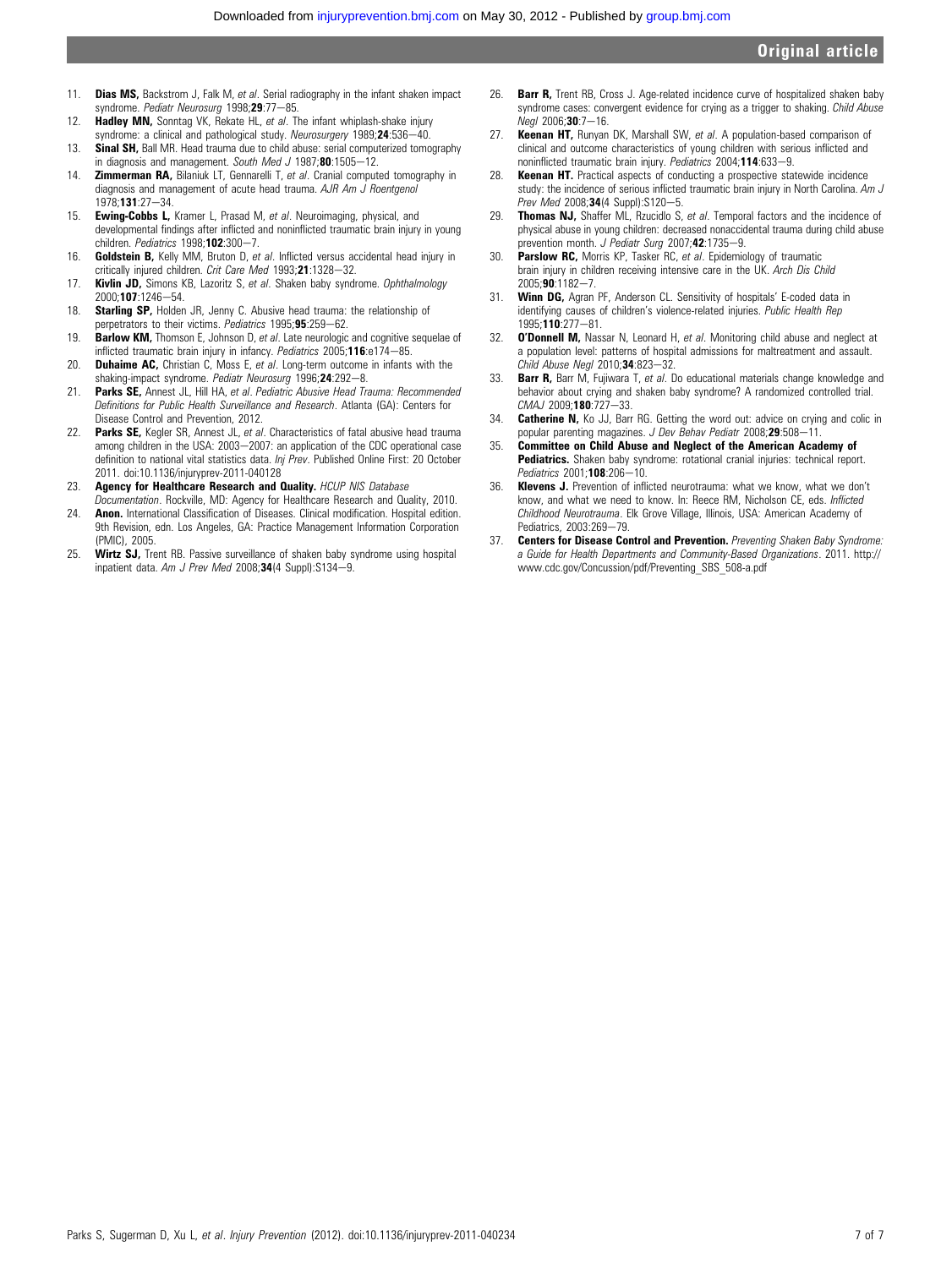11. **Dias MS,** Backstrom J, Falk M, *et al*. Serial radiography in the infant shaken impact syndrome. *Pediatr Neurosurg* 1998;**29**:77—85.
12. **Hadley MN,** Sonntag VK, Rekate HL, *et al*. The infant whiplash-shake injury syndrome: a clinical and pathological study. *Neurosurgery* 1989;**24**:536—40.
13. **Sinal SH,** Ball MR. Head trauma due to child abuse: serial computerized tomography in diagnosis and management. *South Med J* 1987;**80**:1505—12.
14. **Zimmerman RA,** Bilaniuk LT, Gennarelli T, *et al*. Cranial computed tomography in diagnosis and management of acute head trauma. *AJR Am J Roentgenol* 1978;**131**:27—34.
15. **Ewing-Cobbs L,** Kramer L, Prasad M, *et al*. Neuroimaging, physical, and developmental findings after inflicted and noninflicted traumatic brain injury in young children. *Pediatrics* 1998;**102**:300—7.
16. **Goldstein B,** Kelly MM, Bruton D, *et al*. Inflicted versus accidental head injury in critically injured children. *Crit Care Med* 1993;**21**:1328—32.
17. **Kivlin JD,** Simons KB, Lazoritz S, *et al*. Shaken baby syndrome. *Ophthalmology* 2000;**107**:1246—54.
18. **Starling SP,** Holden JR, Jenny C. Abusive head trauma: the relationship of perpetrators to their victims. *Pediatrics* 1995;**95**:259—62.
19. **Barlow KM,** Thomson E, Johnson D, *et al*. Late neurologic and cognitive sequelae of inflicted traumatic brain injury in infancy. *Pediatrics* 2005;**116**:e174—85.
20. **Duhaime AC,** Christian C, Moss E, *et al*. Long-term outcome in infants with the shaking-impact syndrome. *Pediatr Neurosurg* 1996;**24**:292—8.
21. **Parks SE,** Annest JL, Hill HA, *et al*. *Pediatric Abusive Head Trauma: Recommended Definitions for Public Health Surveillance and Research*. Atlanta (GA): Centers for Disease Control and Prevention, 2012.
22. **Parks SE,** Kegler SR, Annest JL, *et al*. Characteristics of fatal abusive head trauma among children in the USA: 2003—2007: an application of the CDC operational case definition to national vital statistics data. *Inj Prev*. Published Online First: 20 October 2011. doi:10.1136/injuryprev-2011-040128
23. **Agency for Healthcare Research and Quality.** *HCUP NIS Database Documentation*. Rockville, MD: Agency for Healthcare Research and Quality, 2010.
24. **Anon.** International Classification of Diseases. Clinical modification. Hospital edition. 9th Revision, edn. Los Angeles, GA: Practice Management Information Corporation (PMIC), 2005.
25. **Wirtz SJ,** Trent RB. Passive surveillance of shaken baby syndrome using hospital inpatient data. *Am J Prev Med* 2008;**34**(4 Suppl):S134—9.
26. **Barr R,** Trent RB, Cross J. Age-related incidence curve of hospitalized shaken baby syndrome cases: convergent evidence for crying as a trigger to shaking. *Child Abuse Negl* 2006;**30**:7—16.
27. **Keenan HT,** Runyan DK, Marshall SW, *et al*. A population-based comparison of clinical and outcome characteristics of young children with serious inflicted and noninflicted traumatic brain injury. *Pediatrics* 2004;**114**:633—9.
28. **Keenan HT.** Practical aspects of conducting a prospective statewide incidence study: the incidence of serious inflicted traumatic brain injury in North Carolina. *Am J Prev Med* 2008;**34**(4 Suppl):S120—5.
29. **Thomas NJ,** Shaffer ML, Rzucidlo S, *et al*. Temporal factors and the incidence of physical abuse in young children: decreased nonaccidental trauma during child abuse prevention month. *J Pediatr Surg* 2007;**42**:1735—9.
30. **Parslow RC,** Morris KP, Tasker RC, *et al*. Epidemiology of traumatic brain injury in children receiving intensive care in the UK. *Arch Dis Child* 2005;**90**:1182—7.
31. **Winn DG,** Agran PF, Anderson CL. Sensitivity of hospitals' E-coded data in identifying causes of children's violence-related injuries. *Public Health Rep* 1995;**110**:277—81.
32. **O'Donnell M,** Nassar N, Leonard H, *et al*. Monitoring child abuse and neglect at a population level: patterns of hospital admissions for maltreatment and assault. *Child Abuse Negl* 2010;**34**:823—32.
33. **Barr R,** Barr M, Fujiwara T, *et al*. Do educational materials change knowledge and behavior about crying and shaken baby syndrome? A randomized controlled trial. *CMAJ* 2009;**180**:727—33.
34. **Catherine N,** Ko JJ, Barr RG. Getting the word out: advice on crying and colic in popular parenting magazines. *J Dev Behav Pediatr* 2008;**29**:508—11.
35. **Committee on Child Abuse and Neglect of the American Academy of Pediatrics.** Shaken baby syndrome: rotational cranial injuries: technical report. *Pediatrics* 2001;**108**:206—10.
36. **Klevens J.** Prevention of inflicted neurotrauma: what we know, what we don't know, and what we need to know. In: Reece RM, Nicholson CE, eds. *Inflicted Childhood Neurotrauma*. Elk Grove Village, Illinois, USA: American Academy of Pediatrics, 2003:269—79.
37. **Centers for Disease Control and Prevention.** *Preventing Shaken Baby Syndrome: a Guide for Health Departments and Community-Based Organizations*. 2011. http://www.cdc.gov/Concussion/pdf/Preventing_SBS_508-a.pdf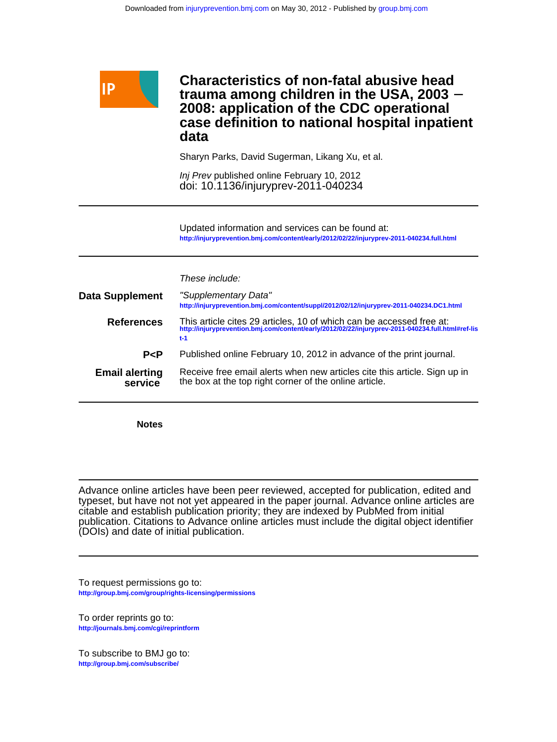Downloaded from injuryprevention.bmj.com on May 30, 2012 - Published by group.bmj.com

IP

# Characteristics of non-fatal abusive head trauma among children in the USA, 2003 – 2008: application of the CDC operational case definition to national hospital inpatient data

Sharyn Parks, David Sugerman, Likang Xu, et al.

*Inj Prev* published online February 10, 2012
doi: 10.1136/injuryprev-2011-040234

Updated information and services can be found at:
http://injuryprevention.bmj.com/content/early/2012/02/22/injuryprev-2011-040234.full.html

*These include:*

**Data Supplement**
*"Supplementary Data"*
http://injuryprevention.bmj.com/content/suppl/2012/02/12/injuryprev-2011-040234.DC1.html

**References**
This article cites 29 articles, 10 of which can be accessed free at:
http://injuryprevention.bmj.com/content/early/2012/02/22/injuryprev-2011-040234.full.html#ref-list-1

**P<P**
Published online February 10, 2012 in advance of the print journal.

**Email alerting service**
Receive free email alerts when new articles cite this article. Sign up in the box at the top right corner of the online article.

**Notes**

Advance online articles have been peer reviewed, accepted for publication, edited and typeset, but have not not yet appeared in the paper journal. Advance online articles are citable and establish publication priority; they are indexed by PubMed from initial publication. Citations to Advance online articles must include the digital object identifier (DOIs) and date of initial publication.

To request permissions go to:
http://group.bmj.com/group/rights-licensing/permissions

To order reprints go to:
http://journals.bmj.com/cgi/reprintform

To subscribe to BMJ go to:
http://group.bmj.com/subscribe/